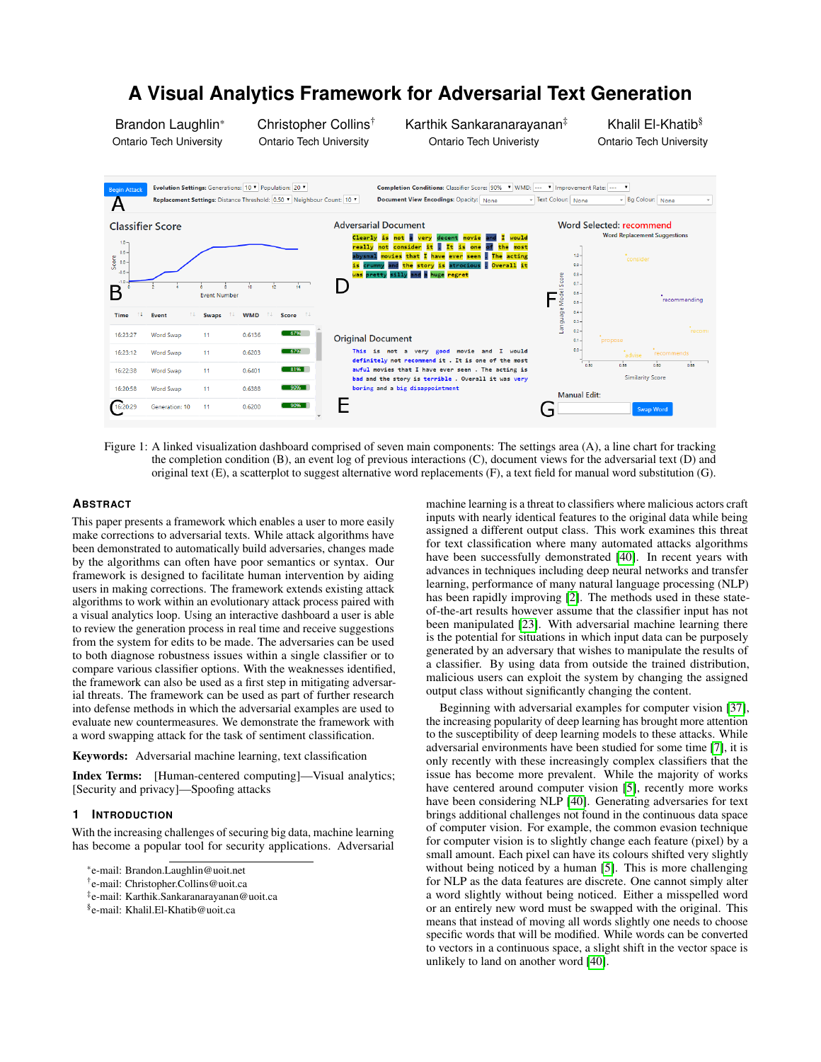# A Visual Analytics Framework for Adversarial Text Generation

Brandon Laughlin* — Ontario Tech University
Christopher Collins† — Ontario Tech University
Karthik Sankaranarayanan‡ — Ontario Tech University
Khalil El-Khatib§ — Ontario Tech University

Figure 1: A linked visualization dashboard comprised of seven main components: The settings area (A), a line chart for tracking the completion condition (B), an event log of previous interactions (C), document views for the adversarial text (D) and original text (E), a scatterplot to suggest alternative word replacements (F), a text field for manual word substitution (G).

## Abstract

This paper presents a framework which enables a user to more easily make corrections to adversarial texts. While attack algorithms have been demonstrated to automatically build adversaries, changes made by the algorithms can often have poor semantics or syntax. Our framework is designed to facilitate human intervention by aiding users in making corrections. The framework extends existing attack algorithms to work within an evolutionary attack process paired with a visual analytics loop. Using an interactive dashboard a user is able to review the generation process in real time and receive suggestions from the system for edits to be made. The adversaries can be used to both diagnose robustness issues within a single classifier or to compare various classifier options. With the weaknesses identified, the framework can also be used as a first step in mitigating adversarial threats. The framework can be used as part of further research into defense methods in which the adversarial examples are used to evaluate new countermeasures. We demonstrate the framework with a word swapping attack for the task of sentiment classification.

**Keywords:** Adversarial machine learning, text classification

**Index Terms:** [Human-centered computing]—Visual analytics; [Security and privacy]—Spoofing attacks

## 1 Introduction

With the increasing challenges of securing big data, machine learning has become a popular tool for security applications. Adversarial machine learning is a threat to classifiers where malicious actors craft inputs with nearly identical features to the original data while being assigned a different output class. This work examines this threat for text classification where many automated attacks algorithms have been successfully demonstrated [40]. In recent years with advances in techniques including deep neural networks and transfer learning, performance of many natural language processing (NLP) has been rapidly improving [2]. The methods used in these state-of-the-art results however assume that the classifier input has not been manipulated [23]. With adversarial machine learning there is the potential for situations in which input data can be purposely generated by an adversary that wishes to manipulate the results of a classifier. By using data from outside the trained distribution, malicious users can exploit the system by changing the assigned output class without significantly changing the content.

Beginning with adversarial examples for computer vision [37], the increasing popularity of deep learning has brought more attention to the susceptibility of deep learning models to these attacks. While adversarial environments have been studied for some time [7], it is only recently with these increasingly complex classifiers that the issue has become more prevalent. While the majority of works have centered around computer vision [5], recently more works have been considering NLP [40]. Generating adversaries for text brings additional challenges not found in the continuous data space of computer vision. For example, the common evasion technique for computer vision is to slightly change each feature (pixel) by a small amount. Each pixel can have its colours shifted very slightly without being noticed by a human [5]. This is more challenging for NLP as the data features are discrete. One cannot simply alter a word slightly without being noticed. Either a misspelled word or an entirely new word must be swapped with the original. This means that instead of moving all words slightly one needs to choose specific words that will be modified. While words can be converted to vectors in a continuous space, a slight shift in the vector space is unlikely to land on another word [40].

*e-mail: Brandon.Laughlin@uoit.net
†e-mail: Christopher.Collins@uoit.ca
‡e-mail: Karthik.Sankaranarayanan@uoit.ca
§e-mail: Khalil.El-Khatib@uoit.ca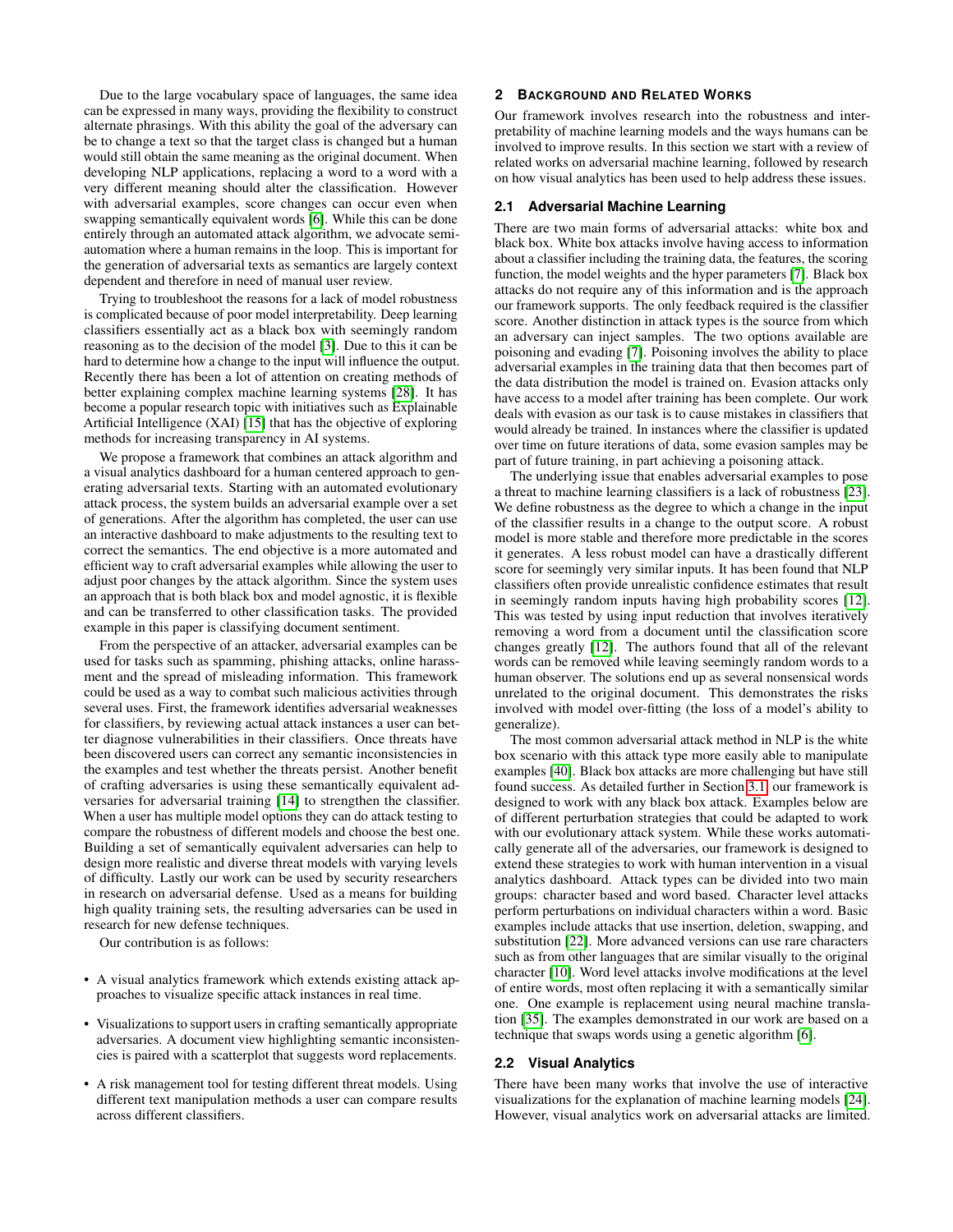Due to the large vocabulary space of languages, the same idea can be expressed in many ways, providing the flexibility to construct alternate phrasings. With this ability the goal of the adversary can be to change a text so that the target class is changed but a human would still obtain the same meaning as the original document. When developing NLP applications, replacing a word to a word with a very different meaning should alter the classification. However with adversarial examples, score changes can occur even when swapping semantically equivalent words [6]. While this can be done entirely through an automated attack algorithm, we advocate semi-automation where a human remains in the loop. This is important for the generation of adversarial texts as semantics are largely context dependent and therefore in need of manual user review.

Trying to troubleshoot the reasons for a lack of model robustness is complicated because of poor model interpretability. Deep learning classifiers essentially act as a black box with seemingly random reasoning as to the decision of the model [3]. Due to this it can be hard to determine how a change to the input will influence the output. Recently there has been a lot of attention on creating methods of better explaining complex machine learning systems [28]. It has become a popular research topic with initiatives such as Explainable Artificial Intelligence (XAI) [15] that has the objective of exploring methods for increasing transparency in AI systems.

We propose a framework that combines an attack algorithm and a visual analytics dashboard for a human centered approach to generating adversarial texts. Starting with an automated evolutionary attack process, the system builds an adversarial example over a set of generations. After the algorithm has completed, the user can use an interactive dashboard to make adjustments to the resulting text to correct the semantics. The end objective is a more automated and efficient way to craft adversarial examples while allowing the user to adjust poor changes by the attack algorithm. Since the system uses an approach that is both black box and model agnostic, it is flexible and can be transferred to other classification tasks. The provided example in this paper is classifying document sentiment.

From the perspective of an attacker, adversarial examples can be used for tasks such as spamming, phishing attacks, online harassment and the spread of misleading information. This framework could be used as a way to combat such malicious activities through several uses. First, the framework identifies adversarial weaknesses for classifiers, by reviewing actual attack instances a user can better diagnose vulnerabilities in their classifiers. Once threats have been discovered users can correct any semantic inconsistencies in the examples and test whether the threats persist. Another benefit of crafting adversaries is using these semantically equivalent adversaries for adversarial training [14] to strengthen the classifier. When a user has multiple model options they can do attack testing to compare the robustness of different models and choose the best one. Building a set of semantically equivalent adversaries can help to design more realistic and diverse threat models with varying levels of difficulty. Lastly our work can be used by security researchers in research on adversarial defense. Used as a means for building high quality training sets, the resulting adversaries can be used in research for new defense techniques.

Our contribution is as follows:

- A visual analytics framework which extends existing attack approaches to visualize specific attack instances in real time.
- Visualizations to support users in crafting semantically appropriate adversaries. A document view highlighting semantic inconsistencies is paired with a scatterplot that suggests word replacements.
- A risk management tool for testing different threat models. Using different text manipulation methods a user can compare results across different classifiers.

## 2 Background and Related Works

Our framework involves research into the robustness and interpretability of machine learning models and the ways humans can be involved to improve results. In this section we start with a review of related works on adversarial machine learning, followed by research on how visual analytics has been used to help address these issues.

### 2.1 Adversarial Machine Learning

There are two main forms of adversarial attacks: white box and black box. White box attacks involve having access to information about a classifier including the training data, the features, the scoring function, the model weights and the hyper parameters [7]. Black box attacks do not require any of this information and is the approach our framework supports. The only feedback required is the classifier score. Another distinction in attack types is the source from which an adversary can inject samples. The two options available are poisoning and evading [7]. Poisoning involves the ability to place adversarial examples in the training data that then becomes part of the data distribution the model is trained on. Evasion attacks only have access to a model after training has been complete. Our work deals with evasion as our task is to cause mistakes in classifiers that would already be trained. In instances where the classifier is updated over time on future iterations of data, some evasion samples may be part of future training, in part achieving a poisoning attack.

The underlying issue that enables adversarial examples to pose a threat to machine learning classifiers is a lack of robustness [23]. We define robustness as the degree to which a change in the input of the classifier results in a change to the output score. A robust model is more stable and therefore more predictable in the scores it generates. A less robust model can have a drastically different score for seemingly very similar inputs. It has been found that NLP classifiers often provide unrealistic confidence estimates that result in seemingly random inputs having high probability scores [12]. This was tested by using input reduction that involves iteratively removing a word from a document until the classification score changes greatly [12]. The authors found that all of the relevant words can be removed while leaving seemingly random words to a human observer. The solutions end up as several nonsensical words unrelated to the original document. This demonstrates the risks involved with model over-fitting (the loss of a model's ability to generalize).

The most common adversarial attack method in NLP is the white box scenario with this attack type more easily able to manipulate examples [40]. Black box attacks are more challenging but have still found success. As detailed further in Section 3.1 our framework is designed to work with any black box attack. Examples below are of different perturbation strategies that could be adapted to work with our evolutionary attack system. While these works automatically generate all of the adversaries, our framework is designed to extend these strategies to work with human intervention in a visual analytics dashboard. Attack types can be divided into two main groups: character based and word based. Character level attacks perform perturbations on individual characters within a word. Basic examples include attacks that use insertion, deletion, swapping, and substitution [22]. More advanced versions can use rare characters such as from other languages that are similar visually to the original character [10]. Word level attacks involve modifications at the level of entire words, most often replacing it with a semantically similar one. One example is replacement using neural machine translation [35]. The examples demonstrated in our work are based on a technique that swaps words using a genetic algorithm [6].

### 2.2 Visual Analytics

There have been many works that involve the use of interactive visualizations for the explanation of machine learning models [24]. However, visual analytics work on adversarial attacks are limited.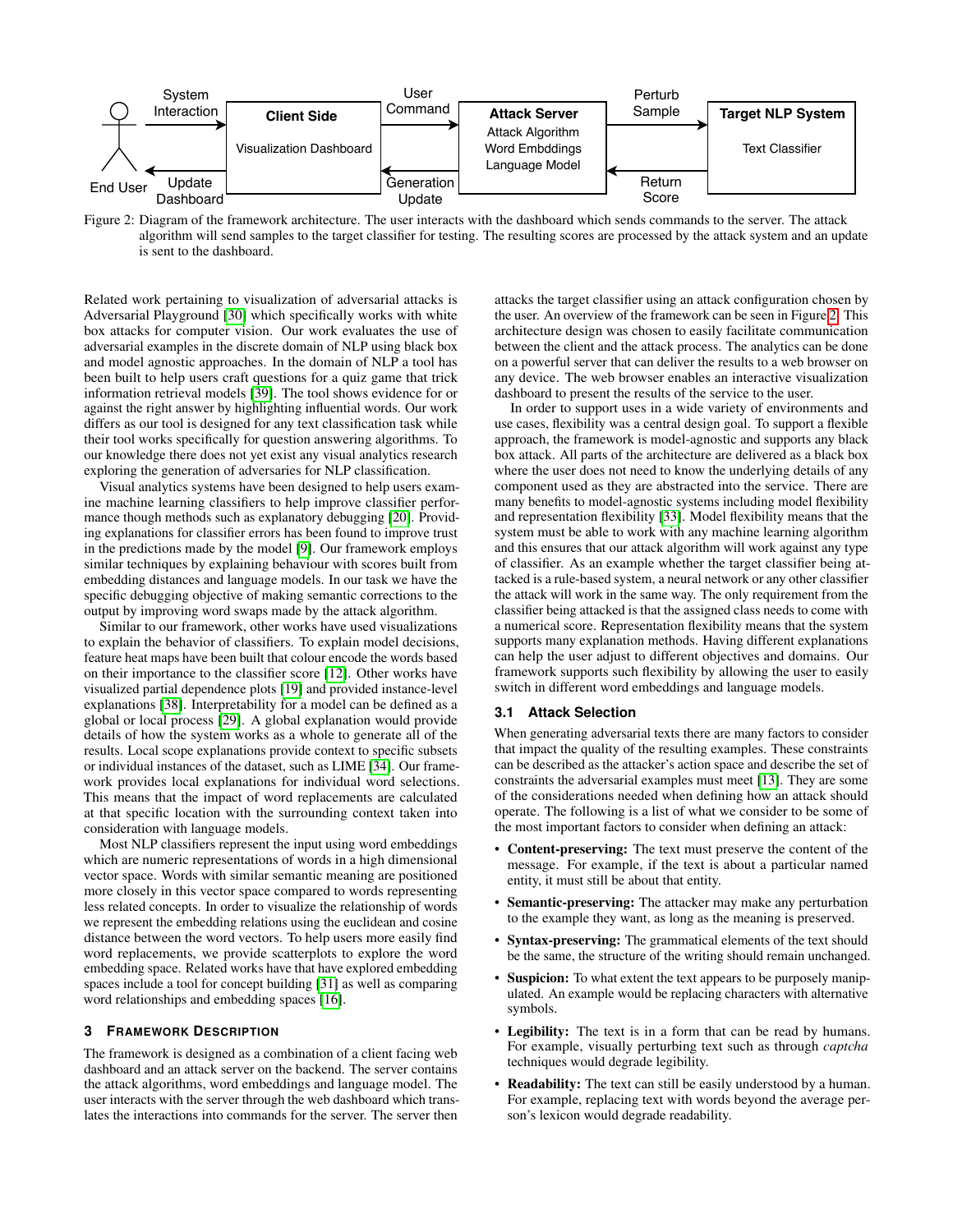System Interaction

End User

Update Dashboard

Client Side

Visualization Dashboard

User Command

Generation Update

Attack Server

Attack Algorithm

Word Embddings

Language Model

Perturb Sample

Return Score

Target NLP System

Text Classifier

Figure 2: Diagram of the framework architecture. The user interacts with the dashboard which sends commands to the server. The attack algorithm will send samples to the target classifier for testing. The resulting scores are processed by the attack system and an update is sent to the dashboard.

Related work pertaining to visualization of adversarial attacks is Adversarial Playground [30] which specifically works with white box attacks for computer vision. Our work evaluates the use of adversarial examples in the discrete domain of NLP using black box and model agnostic approaches. In the domain of NLP a tool has been built to help users craft questions for a quiz game that trick information retrieval models [39]. The tool shows evidence for or against the right answer by highlighting influential words. Our work differs as our tool is designed for any text classification task while their tool works specifically for question answering algorithms. To our knowledge there does not yet exist any visual analytics research exploring the generation of adversaries for NLP classification.

Visual analytics systems have been designed to help users examine machine learning classifiers to help improve classifier performance though methods such as explanatory debugging [20]. Providing explanations for classifier errors has been found to improve trust in the predictions made by the model [9]. Our framework employs similar techniques by explaining behaviour with scores built from embedding distances and language models. In our task we have the specific debugging objective of making semantic corrections to the output by improving word swaps made by the attack algorithm.

Similar to our framework, other works have used visualizations to explain the behavior of classifiers. To explain model decisions, feature heat maps have been built that colour encode the words based on their importance to the classifier score [12]. Other works have visualized partial dependence plots [19] and provided instance-level explanations [38]. Interpretability for a model can be defined as a global or local process [29]. A global explanation would provide details of how the system works as a whole to generate all of the results. Local scope explanations provide context to specific subsets or individual instances of the dataset, such as LIME [34]. Our framework provides local explanations for individual word selections. This means that the impact of word replacements are calculated at that specific location with the surrounding context taken into consideration with language models.

Most NLP classifiers represent the input using word embeddings which are numeric representations of words in a high dimensional vector space. Words with similar semantic meaning are positioned more closely in this vector space compared to words representing less related concepts. In order to visualize the relationship of words we represent the embedding relations using the euclidean and cosine distance between the word vectors. To help users more easily find word replacements, we provide scatterplots to explore the word embedding space. Related works have that have explored embedding spaces include a tool for concept building [31] as well as comparing word relationships and embedding spaces [16].

## 3 Framework Description

The framework is designed as a combination of a client facing web dashboard and an attack server on the backend. The server contains the attack algorithms, word embeddings and language model. The user interacts with the server through the web dashboard which translates the interactions into commands for the server. The server then attacks the target classifier using an attack configuration chosen by the user. An overview of the framework can be seen in Figure 2. This architecture design was chosen to easily facilitate communication between the client and the attack process. The analytics can be done on a powerful server that can deliver the results to a web browser on any device. The web browser enables an interactive visualization dashboard to present the results of the service to the user.

In order to support uses in a wide variety of environments and use cases, flexibility was a central design goal. To support a flexible approach, the framework is model-agnostic and supports any black box attack. All parts of the architecture are delivered as a black box where the user does not need to know the underlying details of any component used as they are abstracted into the service. There are many benefits to model-agnostic systems including model flexibility and representation flexibility [33]. Model flexibility means that the system must be able to work with any machine learning algorithm and this ensures that our attack algorithm will work against any type of classifier. As an example whether the target classifier being attacked is a rule-based system, a neural network or any other classifier the attack will work in the same way. The only requirement from the classifier being attacked is that the assigned class needs to come with a numerical score. Representation flexibility means that the system supports many explanation methods. Having different explanations can help the user adjust to different objectives and domains. Our framework supports such flexibility by allowing the user to easily switch in different word embeddings and language models.

### 3.1 Attack Selection

When generating adversarial texts there are many factors to consider that impact the quality of the resulting examples. These constraints can be described as the attacker's action space and describe the set of constraints the adversarial examples must meet [13]. They are some of the considerations needed when defining how an attack should operate. The following is a list of what we consider to be some of the most important factors to consider when defining an attack:

- **Content-preserving:** The text must preserve the content of the message. For example, if the text is about a particular named entity, it must still be about that entity.
- **Semantic-preserving:** The attacker may make any perturbation to the example they want, as long as the meaning is preserved.
- **Syntax-preserving:** The grammatical elements of the text should be the same, the structure of the writing should remain unchanged.
- **Suspicion:** To what extent the text appears to be purposely manipulated. An example would be replacing characters with alternative symbols.
- **Legibility:** The text is in a form that can be read by humans. For example, visually perturbing text such as through *captcha* techniques would degrade legibility.
- **Readability:** The text can still be easily understood by a human. For example, replacing text with words beyond the average person's lexicon would degrade readability.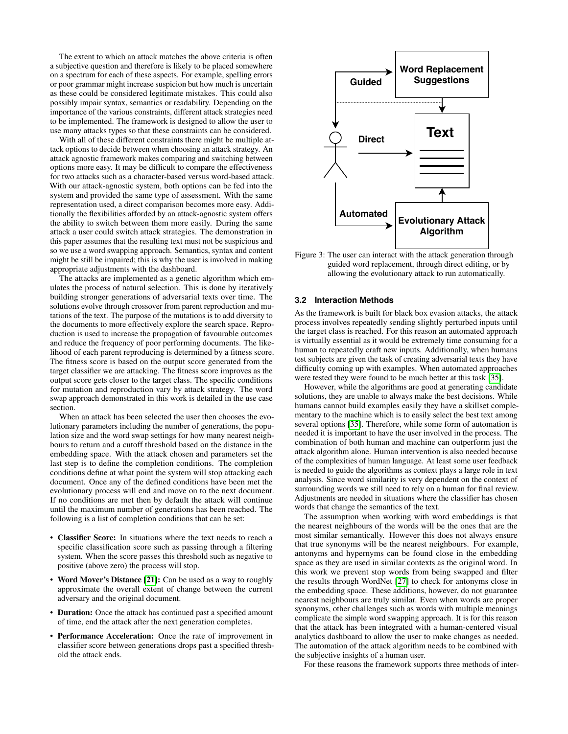The extent to which an attack matches the above criteria is often a subjective question and therefore is likely to be placed somewhere on a spectrum for each of these aspects. For example, spelling errors or poor grammar might increase suspicion but how much is uncertain as these could be considered legitimate mistakes. This could also possibly impair syntax, semantics or readability. Depending on the importance of the various constraints, different attack strategies need to be implemented. The framework is designed to allow the user to use many attacks types so that these constraints can be considered.

With all of these different constraints there might be multiple attack options to decide between when choosing an attack strategy. An attack agnostic framework makes comparing and switching between options more easy. It may be difficult to compare the effectiveness for two attacks such as a character-based versus word-based attack. With our attack-agnostic system, both options can be fed into the system and provided the same type of assessment. With the same representation used, a direct comparison becomes more easy. Additionally the flexibilities afforded by an attack-agnostic system offers the ability to switch between them more easily. During the same attack a user could switch attack strategies. The demonstration in this paper assumes that the resulting text must not be suspicious and so we use a word swapping approach. Semantics, syntax and content might be still be impaired; this is why the user is involved in making appropriate adjustments with the dashboard.

The attacks are implemented as a genetic algorithm which emulates the process of natural selection. This is done by iteratively building stronger generations of adversarial texts over time. The solutions evolve through crossover from parent reproduction and mutations of the text. The purpose of the mutations is to add diversity to the documents to more effectively explore the search space. Reproduction is used to increase the propagation of favourable outcomes and reduce the frequency of poor performing documents. The likelihood of each parent reproducing is determined by a fitness score. The fitness score is based on the output score generated from the target classifier we are attacking. The fitness score improves as the output score gets closer to the target class. The specific conditions for mutation and reproduction vary by attack strategy. The word swap approach demonstrated in this work is detailed in the use case section.

When an attack has been selected the user then chooses the evolutionary parameters including the number of generations, the population size and the word swap settings for how many nearest neighbours to return and a cutoff threshold based on the distance in the embedding space. With the attack chosen and parameters set the last step is to define the completion conditions. The completion conditions define at what point the system will stop attacking each document. Once any of the defined conditions have been met the evolutionary process will end and move on to the next document. If no conditions are met then by default the attack will continue until the maximum number of generations has been reached. The following is a list of completion conditions that can be set:

- **Classifier Score:** In situations where the text needs to reach a specific classification score such as passing through a filtering system. When the score passes this threshold such as negative to positive (above zero) the process will stop.
- **Word Mover's Distance [21]:** Can be used as a way to roughly approximate the overall extent of change between the current adversary and the original document.
- **Duration:** Once the attack has continued past a specified amount of time, end the attack after the next generation completes.
- **Performance Acceleration:** Once the rate of improvement in classifier score between generations drops past a specified threshold the attack ends.

Word Replacement Suggestions

Guided

Text

Direct

Automated

Evolutionary Attack Algorithm

Figure 3: The user can interact with the attack generation through guided word replacement, through direct editing, or by allowing the evolutionary attack to run automatically.

### 3.2 Interaction Methods

As the framework is built for black box evasion attacks, the attack process involves repeatedly sending slightly perturbed inputs until the target class is reached. For this reason an automated approach is virtually essential as it would be extremely time consuming for a human to repeatedly craft new inputs. Additionally, when humans test subjects are given the task of creating adversarial texts they have difficulty coming up with examples. When automated approaches were tested they were found to be much better at this task [35].

However, while the algorithms are good at generating candidate solutions, they are unable to always make the best decisions. While humans cannot build examples easily they have a skillset complementary to the machine which is to easily select the best text among several options [35]. Therefore, while some form of automation is needed it is important to have the user involved in the process. The combination of both human and machine can outperform just the attack algorithm alone. Human intervention is also needed because of the complexities of human language. At least some user feedback is needed to guide the algorithms as context plays a large role in text analysis. Since word similarity is very dependent on the context of surrounding words we still need to rely on a human for final review. Adjustments are needed in situations where the classifier has chosen words that change the semantics of the text.

The assumption when working with word embeddings is that the nearest neighbours of the words will be the ones that are the most similar semantically. However this does not always ensure that true synonyms will be the nearest neighbours. For example, antonyms and hypernyms can be found close in the embedding space as they are used in similar contexts as the original word. In this work we prevent stop words from being swapped and filter the results through WordNet [27] to check for antonyms close in the embedding space. These additions, however, do not guarantee nearest neighbours are truly similar. Even when words are proper synonyms, other challenges such as words with multiple meanings complicate the simple word swapping approach. It is for this reason that the attack has been integrated with a human-centered visual analytics dashboard to allow the user to make changes as needed. The automation of the attack algorithm needs to be combined with the subjective insights of a human user.

For these reasons the framework supports three methods of inter-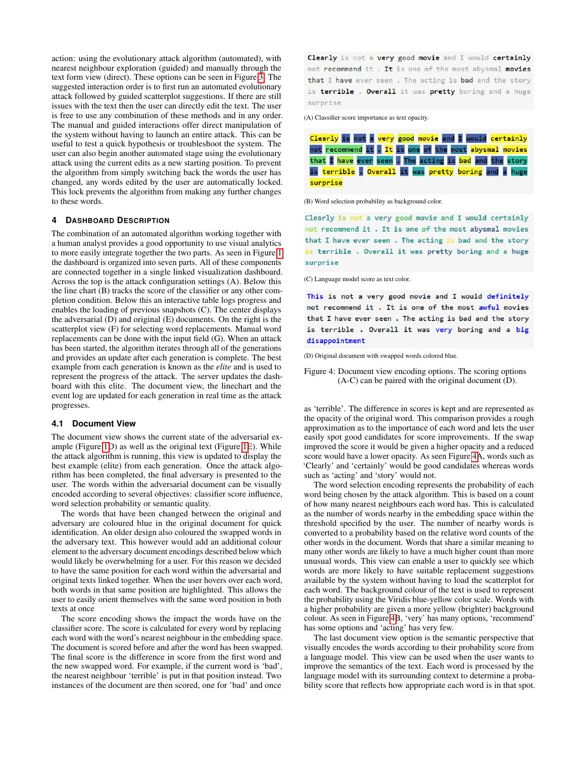action: using the evolutionary attack algorithm (automated), with nearest neighbour exploration (guided) and manually through the text form view (direct). These options can be seen in Figure 3. The suggested interaction order is to first run an automated evolutionary attack followed by guided scatterplot suggestions. If there are still issues with the text then the user can directly edit the text. The user is free to use any combination of these methods and in any order. The manual and guided interactions offer direct manipulation of the system without having to launch an entire attack. This can be useful to test a quick hypothesis or troubleshoot the system. The user can also begin another automated stage using the evolutionary attack using the current edits as a new starting position. To prevent the algorithm from simply switching back the words the user has changed, any words edited by the user are automatically locked. This lock prevents the algorithm from making any further changes to these words.

## 4 Dashboard Description

The combination of an automated algorithm working together with a human analyst provides a good opportunity to use visual analytics to more easily integrate together the two parts. As seen in Figure 1 the dashboard is organized into seven parts. All of these components are connected together in a single linked visualization dashboard. Across the top is the attack configuration settings (A). Below this the line chart (B) tracks the score of the classifier or any other completion condition. Below this an interactive table logs progress and enables the loading of previous snapshots (C). The center displays the adversarial (D) and original (E) documents. On the right is the scatterplot view (F) for selecting word replacements. Manual word replacements can be done with the input field (G). When an attack has been started, the algorithm iterates through all of the generations and provides an update after each generation is complete. The best example from each generation is known as the *elite* and is used to represent the progress of the attack. The server updates the dashboard with this elite. The document view, the linechart and the event log are updated for each generation in real time as the attack progresses.

### 4.1 Document View

The document view shows the current state of the adversarial example (Figure 1D) as well as the original text (Figure 1E). While the attack algorithm is running, this view is updated to display the best example (elite) from each generation. Once the attack algorithm has been completed, the final adversary is presented to the user. The words within the adversarial document can be visually encoded according to several objectives: classifier score influence, word selection probability or semantic quality.

The words that have been changed between the original and adversary are coloured blue in the original document for quick identification. An older design also coloured the swapped words in the adversary text. This however would add an additional colour element to the adversary document encodings described below which would likely be overwhelming for a user. For this reason we decided to have the same position for each word within the adversarial and original texts linked together. When the user hovers over each word, both words in that same position are highlighted. This allows the user to easily orient themselves with the same word position in both texts at once

The score encoding shows the impact the words have on the classifier score. The score is calculated for every word by replacing each word with the word's nearest neighbour in the embedding space. The document is scored before and after the word has been swapped. The final score is the difference in score from the first word and the new swapped word. For example, if the current word is 'bad', the nearest neighbour 'terrible' is put in that position instead. Two instances of the document are then scored, one for 'bad' and once as 'terrible'. The difference in scores is kept and are represented as the opacity of the original word. This comparison provides a rough approximation as to the importance of each word and lets the user easily spot good candidates for score improvements. If the swap improved the score it would be given a higher opacity and a reduced score would have a lower opacity. As seen Figure 4A, words such as 'Clearly' and 'certainly' would be good candidates whereas words such as 'acting' and 'story' would not.

The word selection encoding represents the probability of each word being chosen by the attack algorithm. This is based on a count of how many nearest neighbours each word has. This is calculated as the number of words nearby in the embedding space within the threshold specified by the user. The number of nearby words is converted to a probability based on the relative word counts of the other words in the document. Words that share a similar meaning to many other words are likely to have a much higher count than more unusual words. This view can enable a user to quickly see which words are more likely to have suitable replacement suggestions available by the system without having to load the scatterplot for each word. The background colour of the text is used to represent the probability using the Viridis blue-yellow color scale. Words with a higher probability are given a more yellow (brighter) background colour. As seen in Figure 4B, 'very' has many options, 'recommend' has some options and 'acting' has very few.

The last document view option is the semantic perspective that visually encodes the words according to their probability score from a language model. This view can be used when the user wants to improve the semantics of the text. Each word is processed by the language model with its surrounding context to determine a probability score that reflects how appropriate each word is in that spot.

Clearly is not a very good movie and I would certainly not recommend it . It is one of the most abysmal movies that I have ever seen . The acting is bad and the story is terrible . Overall it was pretty boring and a huge surprise

(A) Classifier score importance as text opacity.

Clearly is not a very good movie and I would certainly not recommend it . It is one of the most abysmal movies that I have ever seen . The acting is bad and the story is terrible . Overall it was pretty boring and a huge surprise

(B) Word selection probability as background color.

Clearly is not a very good movie and I would certainly not recommend it . It is one of the most abysmal movies that I have ever seen . The acting is bad and the story is terrible . Overall it was pretty boring and a huge surprise

(C) Language model score as text color.

This is not a very good movie and I would definitely not recommend it . It is one of the most awful movies that I have ever seen . The acting is bad and the story is terrible . Overall it was very boring and a big disappointment

(D) Original document with swapped words colored blue.

Figure 4: Document view encoding options. The scoring options (A-C) can be paired with the original document (D).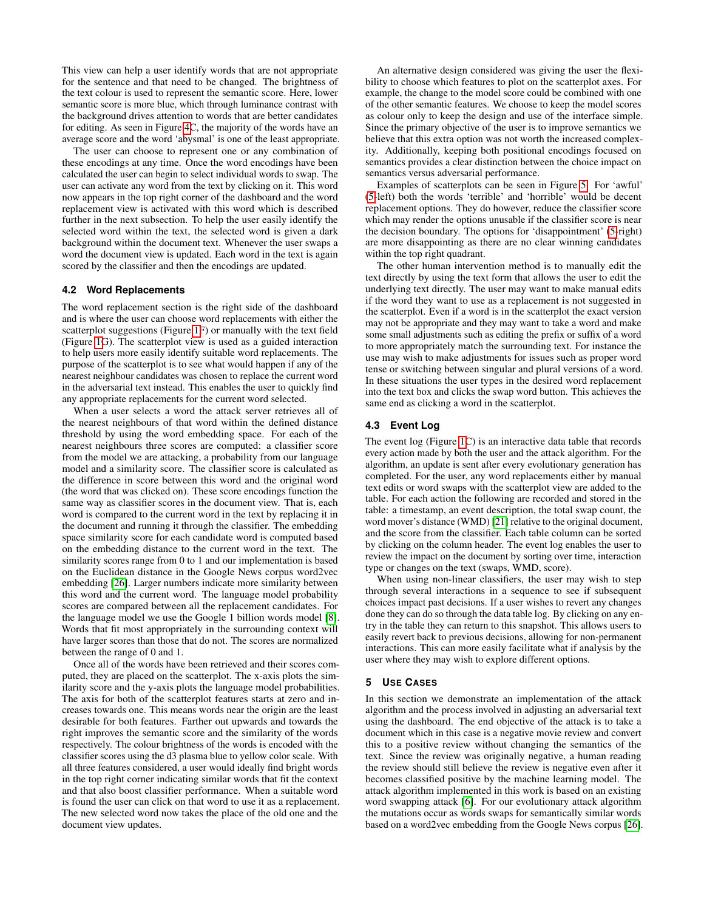This view can help a user identify words that are not appropriate for the sentence and that need to be changed. The brightness of the text colour is used to represent the semantic score. Here, lower semantic score is more blue, which through luminance contrast with the background drives attention to words that are better candidates for editing. As seen in Figure 4C, the majority of the words have an average score and the word 'abysmal' is one of the least appropriate.

The user can choose to represent one or any combination of these encodings at any time. Once the word encodings have been calculated the user can begin to select individual words to swap. The user can activate any word from the text by clicking on it. This word now appears in the top right corner of the dashboard and the word replacement view is activated with this word which is described further in the next subsection. To help the user easily identify the selected word within the text, the selected word is given a dark background within the document text. Whenever the user swaps a word the document view is updated. Each word in the text is again scored by the classifier and then the encodings are updated.

### 4.2 Word Replacements

The word replacement section is the right side of the dashboard and is where the user can choose word replacements with either the scatterplot suggestions (Figure 1F) or manually with the text field (Figure 1G). The scatterplot view is used as a guided interaction to help users more easily identify suitable word replacements. The purpose of the scatterplot is to see what would happen if any of the nearest neighbour candidates was chosen to replace the current word in the adversarial text instead. This enables the user to quickly find any appropriate replacements for the current word selected.

When a user selects a word the attack server retrieves all of the nearest neighbours of that word within the defined distance threshold by using the word embedding space. For each of the nearest neighbours three scores are computed: a classifier score from the model we are attacking, a probability from our language model and a similarity score. The classifier score is calculated as the difference in score between this word and the original word (the word that was clicked on). These score encodings function the same way as classifier scores in the document view. That is, each word is compared to the current word in the text by replacing it in the document and running it through the classifier. The embedding space similarity score for each candidate word is computed based on the embedding distance to the current word in the text. The similarity scores range from 0 to 1 and our implementation is based on the Euclidean distance in the Google News corpus word2vec embedding [26]. Larger numbers indicate more similarity between this word and the current word. The language model probability scores are compared between all the replacement candidates. For the language model we use the Google 1 billion words model [8]. Words that fit most appropriately in the surrounding context will have larger scores than those that do not. The scores are normalized between the range of 0 and 1.

Once all of the words have been retrieved and their scores computed, they are placed on the scatterplot. The x-axis plots the similarity score and the y-axis plots the language model probabilities. The axis for both of the scatterplot features starts at zero and increases towards one. This means words near the origin are the least desirable for both features. Farther out upwards and towards the right improves the semantic score and the similarity of the words respectively. The colour brightness of the words is encoded with the classifier scores using the d3 plasma blue to yellow color scale. With all three features considered, a user would ideally find bright words in the top right corner indicating similar words that fit the context and that also boost classifier performance. When a suitable word is found the user can click on that word to use it as a replacement. The new selected word now takes the place of the old one and the document view updates.

An alternative design considered was giving the user the flexibility to choose which features to plot on the scatterplot axes. For example, the change to the model score could be combined with one of the other semantic features. We choose to keep the model scores as colour only to keep the design and use of the interface simple. Since the primary objective of the user is to improve semantics we believe that this extra option was not worth the increased complexity. Additionally, keeping both positional encodings focused on semantics provides a clear distinction between the choice impact on semantics versus adversarial performance.

Examples of scatterplots can be seen in Figure 5. For 'awful' (5-left) both the words 'terrible' and 'horrible' would be decent replacement options. They do however, reduce the classifier score which may render the options unusable if the classifier score is near the decision boundary. The options for 'disappointment' (5-right) are more disappointing as there are no clear winning candidates within the top right quadrant.

The other human intervention method is to manually edit the text directly by using the text form that allows the user to edit the underlying text directly. The user may want to make manual edits if the word they want to use as a replacement is not suggested in the scatterplot. Even if a word is in the scatterplot the exact version may not be appropriate and they may want to take a word and make some small adjustments such as editing the prefix or suffix of a word to more appropriately match the surrounding text. For instance the use may wish to make adjustments for issues such as proper word tense or switching between singular and plural versions of a word. In these situations the user types in the desired word replacement into the text box and clicks the swap word button. This achieves the same end as clicking a word in the scatterplot.

### 4.3 Event Log

The event log (Figure 1C) is an interactive data table that records every action made by both the user and the attack algorithm. For the algorithm, an update is sent after every evolutionary generation has completed. For the user, any word replacements either by manual text edits or word swaps with the scatterplot view are added to the table. For each action the following are recorded and stored in the table: a timestamp, an event description, the total swap count, the word mover's distance (WMD) [21] relative to the original document, and the score from the classifier. Each table column can be sorted by clicking on the column header. The event log enables the user to review the impact on the document by sorting over time, interaction type or changes on the text (swaps, WMD, score).

When using non-linear classifiers, the user may wish to step through several interactions in a sequence to see if subsequent choices impact past decisions. If a user wishes to revert any changes done they can do so through the data table log. By clicking on any entry in the table they can return to this snapshot. This allows users to easily revert back to previous decisions, allowing for non-permanent interactions. This can more easily facilitate what if analysis by the user where they may wish to explore different options.

## 5 Use Cases

In this section we demonstrate an implementation of the attack algorithm and the process involved in adjusting an adversarial text using the dashboard. The end objective of the attack is to take a document which in this case is a negative movie review and convert this to a positive review without changing the semantics of the text. Since the review was originally negative, a human reading the review should still believe the review is negative even after it becomes classified positive by the machine learning model. The attack algorithm implemented in this work is based on an existing word swapping attack [6]. For our evolutionary attack algorithm the mutations occur as words swaps for semantically similar words based on a word2vec embedding from the Google News corpus [26].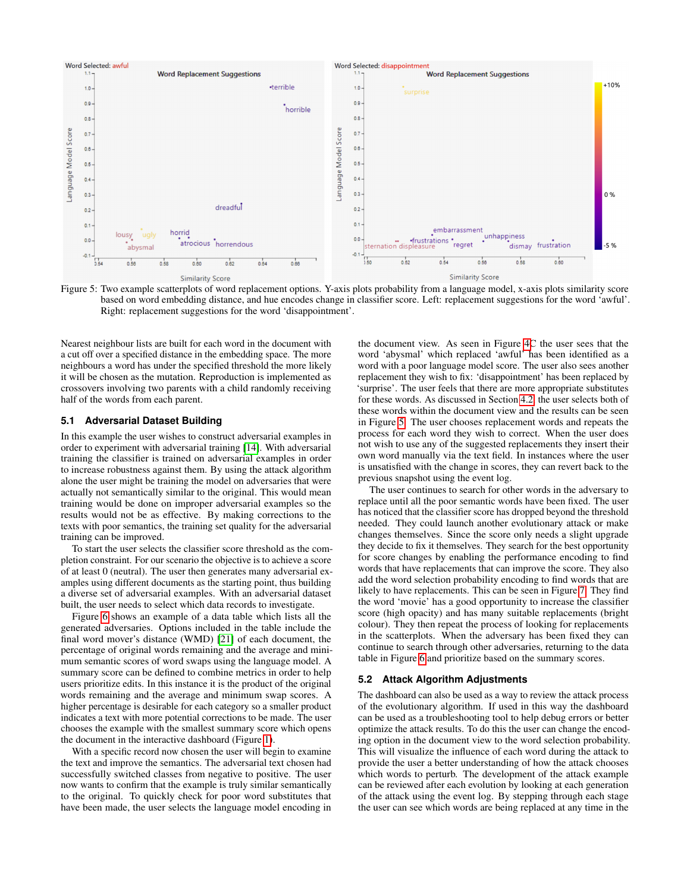Word Selected: awful

Word Replacement Suggestions

Language Model Score

Similarity Score

terrible, horrible, dreadful, lousy, ugly, abysmal, horrid, atrocious, horrendous

1.1, 1.0, 0.9, 0.8, 0.7, 0.6, 0.5, 0.4, 0.3, 0.2, 0.1, 0.0, -0.1

0.54, 0.56, 0.58, 0.60, 0.62, 0.64, 0.66

Word Selected: disappointment

Word Replacement Suggestions

Language Model Score

Similarity Score

surprise, embarrassment, frustrations, regret, unhappiness, dismay, frustration, sternation, displeasure

1.1, 1.0, 0.9, 0.8, 0.7, 0.6, 0.5, 0.4, 0.3, 0.2, 0.1, 0.0, -0.1

0.50, 0.52, 0.54, 0.56, 0.58, 0.60

+10%

0 %

-5 %

Figure 5: Two example scatterplots of word replacement options. Y-axis plots probability from a language model, x-axis plots similarity score based on word embedding distance, and hue encodes change in classifier score. Left: replacement suggestions for the word 'awful'. Right: replacement suggestions for the word 'disappointment'.

Nearest neighbour lists are built for each word in the document with a cut off over a specified distance in the embedding space. The more neighbours a word has under the specified threshold the more likely it will be chosen as the mutation. Reproduction is implemented as crossovers involving two parents with a child randomly receiving half of the words from each parent.

### 5.1 Adversarial Dataset Building

In this example the user wishes to construct adversarial examples in order to experiment with adversarial training [14]. With adversarial training the classifier is trained on adversarial examples in order to increase robustness against them. By using the attack algorithm alone the user might be training the model on adversaries that were actually not semantically similar to the original. This would mean training would be done on improper adversarial examples so the results would not be as effective. By making corrections to the texts with poor semantics, the training set quality for the adversarial training can be improved.

To start the user selects the classifier score threshold as the completion constraint. For our scenario the objective is to achieve a score of at least 0 (neutral). The user then generates many adversarial examples using different documents as the starting point, thus building a diverse set of adversarial examples. With an adversarial dataset built, the user needs to select which data records to investigate.

Figure 6 shows an example of a data table which lists all the generated adversaries. Options included in the table include the final word mover's distance (WMD) [21] of each document, the percentage of original words remaining and the average and minimum semantic scores of word swaps using the language model. A summary score can be defined to combine metrics in order to help users prioritize edits. In this instance it is the product of the original words remaining and the average and minimum swap scores. A higher percentage is desirable for each category so a smaller product indicates a text with more potential corrections to be made. The user chooses the example with the smallest summary score which opens the document in the interactive dashboard (Figure 1).

With a specific record now chosen the user will begin to examine the text and improve the semantics. The adversarial text chosen had successfully switched classes from negative to positive. The user now wants to confirm that the example is truly similar semantically to the original. To quickly check for poor word substitutes that have been made, the user selects the language model encoding in the document view. As seen in Figure 4C the user sees that the word 'abysmal' which replaced 'awful' has been identified as a word with a poor language model score. The user also sees another replacement they wish to fix: 'disappointment' has been replaced by 'surprise'. The user feels that there are more appropriate substitutes for these words. As discussed in Section 4.2, the user selects both of these words within the document view and the results can be seen in Figure 5. The user chooses replacement words and repeats the process for each word they wish to correct. When the user does not wish to use any of the suggested replacements they insert their own word manually via the text field. In instances where the user is unsatisfied with the change in scores, they can revert back to the previous snapshot using the event log.

The user continues to search for other words in the adversary to replace until all the poor semantic words have been fixed. The user has noticed that the classifier score has dropped beyond the threshold needed. They could launch another evolutionary attack or make changes themselves. Since the score only needs a slight upgrade they decide to fix it themselves. They search for the best opportunity for score changes by enabling the performance encoding to find words that have replacements that can improve the score. They also add the word selection probability encoding to find words that are likely to have replacements. This can be seen in Figure 7. They find the word 'movie' has a good opportunity to increase the classifier score (high opacity) and has many suitable replacements (bright colour). They then repeat the process of looking for replacements in the scatterplots. When the adversary has been fixed they can continue to search through other adversaries, returning to the data table in Figure 6 and prioritize based on the summary scores.

### 5.2 Attack Algorithm Adjustments

The dashboard can also be used as a way to review the attack process of the evolutionary algorithm. If used in this way the dashboard can be used as a troubleshooting tool to help debug errors or better optimize the attack results. To do this the user can change the encoding option in the document view to the word selection probability. This will visualize the influence of each word during the attack to provide the user a better understanding of how the attack chooses which words to perturb. The development of the attack example can be reviewed after each evolution by looking at each generation of the attack using the event log. By stepping through each stage the user can see which words are being replaced at any time in the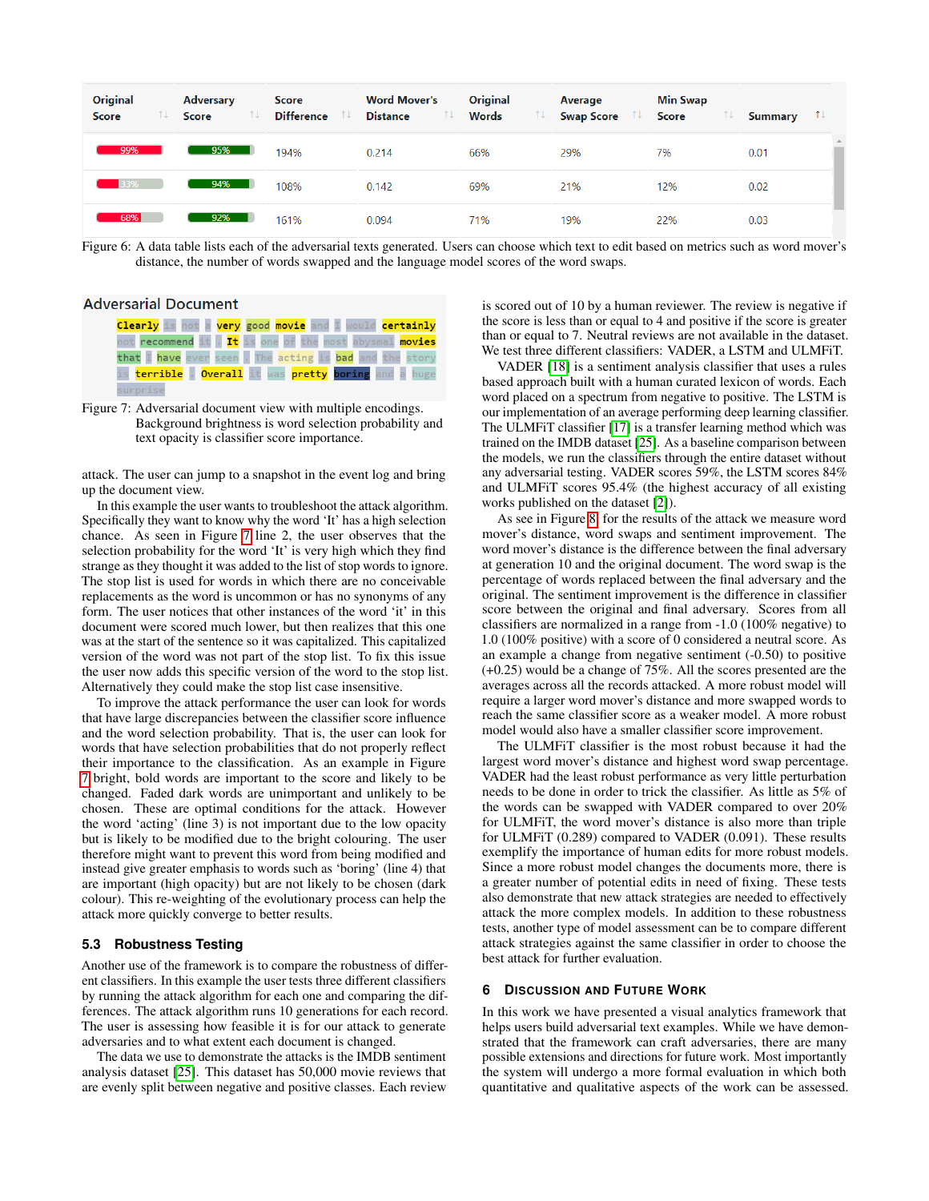| Original Score | Adversary Score | Score Difference | Word Mover's Distance | Original Words | Average Swap Score | Min Swap Score | Summary |
|---|---|---|---|---|---|---|---|
| 99% | 95% | 194% | 0.214 | 66% | 29% | 7% | 0.01 |
| 33% | 94% | 108% | 0.142 | 69% | 21% | 12% | 0.02 |
| 68% | 92% | 161% | 0.094 | 71% | 19% | 22% | 0.03 |

Figure 6: A data table lists each of the adversarial texts generated. Users can choose which text to edit based on metrics such as word mover's distance, the number of words swapped and the language model scores of the word swaps.

**Adversarial Document**

Clearly is not a very good movie and I would certainly not recommend it . It is one of the most abysmal movies that I have ever seen . The acting is bad and the story is terrible . Overall it was pretty boring and a huge surprise

Figure 7: Adversarial document view with multiple encodings. Background brightness is word selection probability and text opacity is classifier score importance.

attack. The user can jump to a snapshot in the event log and bring up the document view.

In this example the user wants to troubleshoot the attack algorithm. Specifically they want to know why the word 'It' has a high selection chance. As seen in Figure 7 line 2, the user observes that the selection probability for the word 'It' is very high which they find strange as they thought it was added to the list of stop words to ignore. The stop list is used for words in which there are no conceivable replacements as the word is uncommon or has no synonyms of any form. The user notices that other instances of the word 'it' in this document were scored much lower, but then realizes that this one was at the start of the sentence so it was capitalized. This capitalized version of the word was not part of the stop list. To fix this issue the user now adds this specific version of the word to the stop list. Alternatively they could make the stop list case insensitive.

To improve the attack performance the user can look for words that have large discrepancies between the classifier score influence and the word selection probability. That is, the user can look for words that have selection probabilities that do not properly reflect their importance to the classification. As an example in Figure 7 bright, bold words are important to the score and likely to be changed. Faded dark words are unimportant and unlikely to be chosen. These are optimal conditions for the attack. However the word 'acting' (line 3) is not important due to the low opacity but is likely to be modified due to the bright colouring. The user therefore might want to prevent this word from being modified and instead give greater emphasis to words such as 'boring' (line 4) that are important (high opacity) but are not likely to be chosen (dark colour). This re-weighting of the evolutionary process can help the attack more quickly converge to better results.

### 5.3 Robustness Testing

Another use of the framework is to compare the robustness of different classifiers. In this example the user tests three different classifiers by running the attack algorithm for each one and comparing the differences. The attack algorithm runs 10 generations for each record. The user is assessing how feasible it is for our attack to generate adversaries and to what extent each document is changed.

The data we use to demonstrate the attacks is the IMDB sentiment analysis dataset [25]. This dataset has 50,000 movie reviews that are evenly split between negative and positive classes. Each review is scored out of 10 by a human reviewer. The review is negative if the score is less than or equal to 4 and positive if the score is greater than or equal to 7. Neutral reviews are not available in the dataset. We test three different classifiers: VADER, a LSTM and ULMFiT.

VADER [18] is a sentiment analysis classifier that uses a rules based approach built with a human curated lexicon of words. Each word placed on a spectrum from negative to positive. The LSTM is our implementation of an average performing deep learning classifier. The ULMFiT classifier [17] is a transfer learning method which was trained on the IMDB dataset [25]. As a baseline comparison between the models, we run the classifiers through the entire dataset without any adversarial testing. VADER scores 59%, the LSTM scores 84% and ULMFiT scores 95.4% (the highest accuracy of all existing works published on the dataset [2]).

As see in Figure 8 for the results of the attack we measure word mover's distance, word swaps and sentiment improvement. The word mover's distance is the difference between the final adversary at generation 10 and the original document. The word swap is the percentage of words replaced between the final adversary and the original. The sentiment improvement is the difference in classifier score between the original and final adversary. Scores from all classifiers are normalized in a range from -1.0 (100% negative) to 1.0 (100% positive) with a score of 0 considered a neutral score. As an example a change from negative sentiment (-0.50) to positive (+0.25) would be a change of 75%. All the scores presented are the averages across all the records attacked. A more robust model will require a larger word mover's distance and more swapped words to reach the same classifier score as a weaker model. A more robust model would also have a smaller classifier score improvement.

The ULMFiT classifier is the most robust because it had the largest word mover's distance and highest word swap percentage. VADER had the least robust performance as very little perturbation needs to be done in order to trick the classifier. As little as 5% of the words can be swapped with VADER compared to over 20% for ULMFiT, the word mover's distance is also more than triple for ULMFiT (0.289) compared to VADER (0.091). These results exemplify the importance of human edits for more robust models. Since a more robust model changes the documents more, there is a greater number of potential edits in need of fixing. These tests also demonstrate that new attack strategies are needed to effectively attack the more complex models. In addition to these robustness tests, another type of model assessment can be to compare different attack strategies against the same classifier in order to choose the best attack for further evaluation.

## 6 Discussion and Future Work

In this work we have presented a visual analytics framework that helps users build adversarial text examples. While we have demonstrated that the framework can craft adversaries, there are many possible extensions and directions for future work. Most importantly the system will undergo a more formal evaluation in which both quantitative and qualitative aspects of the work can be assessed.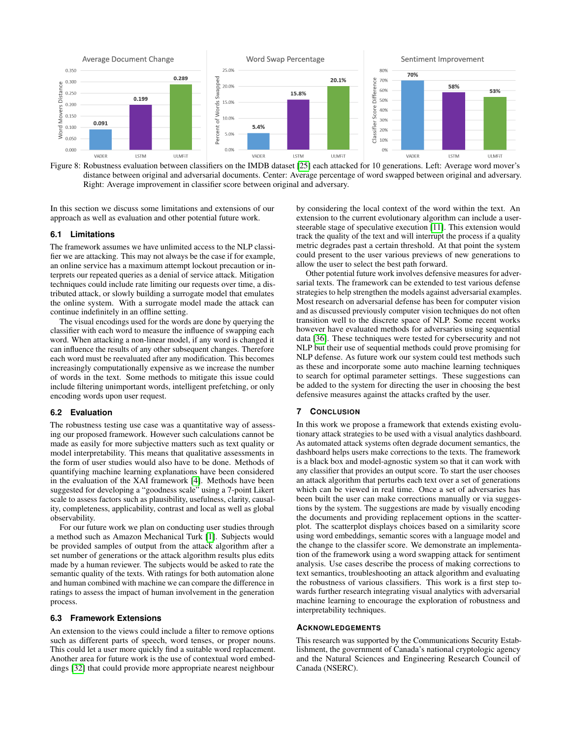Average Document Change

Word Movers Distance

0.350
0.300
0.250
0.200
0.150
0.100
0.050
0.000

0.091
0.199
0.289

VADER LSTM ULMFiT

Word Swap Percentage

Percent of Words Swapped

25.0%
20.0%
15.0%
10.0%
5.0%
0.0%

5.4%
15.8%
20.1%

VADER LSTM ULMFiT

Sentiment Improvement

Classifier Score Difference

80%
70%
60%
50%
40%
30%
20%
10%
0%

70%
58%
53%

VADER LSTM ULMFiT

Figure 8: Robustness evaluation between classifiers on the IMDB dataset [25] each attacked for 10 generations. Left: Average word mover's distance between original and adversarial documents. Center: Average percentage of word swapped between original and adversary. Right: Average improvement in classifier score between original and adversary.

In this section we discuss some limitations and extensions of our approach as well as evaluation and other potential future work.

### 6.1 Limitations

The framework assumes we have unlimited access to the NLP classifier we are attacking. This may not always be the case if for example, an online service has a maximum attempt lockout precaution or interprets our repeated queries as a denial of service attack. Mitigation techniques could include rate limiting our requests over time, a distributed attack, or slowly building a surrogate model that emulates the online system. With a surrogate model made the attack can continue indefinitely in an offline setting.

The visual encodings used for the words are done by querying the classifier with each word to measure the influence of swapping each word. When attacking a non-linear model, if any word is changed it can influence the results of any other subsequent changes. Therefore each word must be reevaluated after any modification. This becomes increasingly computationally expensive as we increase the number of words in the text. Some methods to mitigate this issue could include filtering unimportant words, intelligent prefetching, or only encoding words upon user request.

### 6.2 Evaluation

The robustness testing use case was a quantitative way of assessing our proposed framework. However such calculations cannot be made as easily for more subjective matters such as text quality or model interpretability. This means that qualitative assessments in the form of user studies would also have to be done. Methods of quantifying machine learning explanations have been considered in the evaluation of the XAI framework [4]. Methods have been suggested for developing a "goodness scale" using a 7-point Likert scale to assess factors such as plausibility, usefulness, clarity, causality, completeness, applicability, contrast and local as well as global observability.

For our future work we plan on conducting user studies through a method such as Amazon Mechanical Turk [1]. Subjects would be provided samples of output from the attack algorithm after a set number of generations or the attack algorithm results plus edits made by a human reviewer. The subjects would be asked to rate the semantic quality of the texts. With ratings for both automation alone and human combined with machine we can compare the difference in ratings to assess the impact of human involvement in the generation process.

### 6.3 Framework Extensions

An extension to the views could include a filter to remove options such as different parts of speech, word tenses, or proper nouns. This could let a user more quickly find a suitable word replacement. Another area for future work is the use of contextual word embeddings [32] that could provide more appropriate nearest neighbour by considering the local context of the word within the text. An extension to the current evolutionary algorithm can include a user-steerable stage of speculative execution [11]. This extension would track the quality of the text and will interrupt the process if a quality metric degrades past a certain threshold. At that point the system could present to the user various previews of new generations to allow the user to select the best path forward.

Other potential future work involves defensive measures for adversarial texts. The framework can be extended to test various defense strategies to help strengthen the models against adversarial examples. Most research on adversarial defense has been for computer vision and as discussed previously computer vision techniques do not often transition well to the discrete space of NLP. Some recent works however have evaluated methods for adversaries using sequential data [36]. These techniques were tested for cybersecurity and not NLP but their use of sequential methods could prove promising for NLP defense. As future work our system could test methods such as these and incorporate some auto machine learning techniques to search for optimal parameter settings. These suggestions can be added to the system for directing the user in choosing the best defensive measures against the attacks crafted by the user.

## 7 Conclusion

In this work we propose a framework that extends existing evolutionary attack strategies to be used with a visual analytics dashboard. As automated attack systems often degrade document semantics, the dashboard helps users make corrections to the texts. The framework is a black box and model-agnostic system so that it can work with any classifier that provides an output score. To start the user chooses an attack algorithm that perturbs each text over a set of generations which can be viewed in real time. Once a set of adversaries has been built the user can make corrections manually or via suggestions by the system. The suggestions are made by visually encoding the documents and providing replacement options in the scatterplot. The scatterplot displays choices based on a similarity score using word embeddings, semantic scores with a language model and the change to the classifer score. We demonstrate an implementation of the framework using a word swapping attack for sentiment analysis. Use cases describe the process of making corrections to text semantics, troubleshooting an attack algorithm and evaluating the robustness of various classifiers. This work is a first step towards further research integrating visual analytics with adversarial machine learning to encourage the exploration of robustness and interpretability techniques.

## Acknowledgements

This research was supported by the Communications Security Establishment, the government of Canada's national cryptologic agency and the Natural Sciences and Engineering Research Council of Canada (NSERC).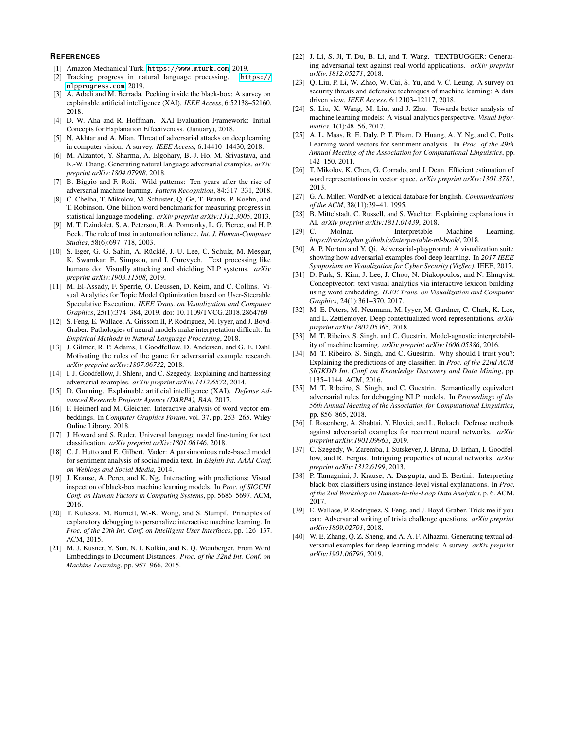## REFERENCES

[1] Amazon Mechanical Turk. https://www.mturk.com, 2019.

[2] Tracking progress in natural language processing. https://nlpprogress.com, 2019.

[3] A. Adadi and M. Berrada. Peeking inside the black-box: A survey on explainable artificial intelligence (XAI). *IEEE Access*, 6:52138–52160, 2018.

[4] D. W. Aha and R. Hoffman. XAI Evaluation Framework: Initial Concepts for Explanation Effectiveness. (January), 2018.

[5] N. Akhtar and A. Mian. Threat of adversarial attacks on deep learning in computer vision: A survey. *IEEE Access*, 6:14410–14430, 2018.

[6] M. Alzantot, Y. Sharma, A. Elgohary, B.-J. Ho, M. Srivastava, and K.-W. Chang. Generating natural language adversarial examples. *arXiv preprint arXiv:1804.07998*, 2018.

[7] B. Biggio and F. Roli. Wild patterns: Ten years after the rise of adversarial machine learning. *Pattern Recognition*, 84:317–331, 2018.

[8] C. Chelba, T. Mikolov, M. Schuster, Q. Ge, T. Brants, P. Koehn, and T. Robinson. One billion word benchmark for measuring progress in statistical language modeling. *arXiv preprint arXiv:1312.3005*, 2013.

[9] M. T. Dzindolet, S. A. Peterson, R. A. Pomranky, L. G. Pierce, and H. P. Beck. The role of trust in automation reliance. *Int. J. Human-Computer Studies*, 58(6):697–718, 2003.

[10] S. Eger, G. G. Sahin, A. Rücklé, J.-U. Lee, C. Schulz, M. Mesgar, K. Swarnkar, E. Simpson, and I. Gurevych. Text processing like humans do: Visually attacking and shielding NLP systems. *arXiv preprint arXiv:1903.11508*, 2019.

[11] M. El-Assady, F. Sperrle, O. Deussen, D. Keim, and C. Collins. Visual Analytics for Topic Model Optimization based on User-Steerable Speculative Execution. *IEEE Trans. on Visualization and Computer Graphics*, 25(1):374–384, 2019. doi: 10.1109/TVCG.2018.2864769

[12] S. Feng, E. Wallace, A. Grissom II, P. Rodriguez, M. Iyyer, and J. Boyd-Graber. Pathologies of neural models make interpretation difficult. In *Empirical Methods in Natural Language Processing*, 2018.

[13] J. Gilmer, R. P. Adams, I. Goodfellow, D. Andersen, and G. E. Dahl. Motivating the rules of the game for adversarial example research. *arXiv preprint arXiv:1807.06732*, 2018.

[14] I. J. Goodfellow, J. Shlens, and C. Szegedy. Explaining and harnessing adversarial examples. *arXiv preprint arXiv:1412.6572*, 2014.

[15] D. Gunning. Explainable artificial intelligence (XAI). *Defense Advanced Research Projects Agency (DARPA), BAA*, 2017.

[16] F. Heimerl and M. Gleicher. Interactive analysis of word vector embeddings. In *Computer Graphics Forum*, vol. 37, pp. 253–265. Wiley Online Library, 2018.

[17] J. Howard and S. Ruder. Universal language model fine-tuning for text classification. *arXiv preprint arXiv:1801.06146*, 2018.

[18] C. J. Hutto and E. Gilbert. Vader: A parsimonious rule-based model for sentiment analysis of social media text. In *Eighth Int. AAAI Conf. on Weblogs and Social Media*, 2014.

[19] J. Krause, A. Perer, and K. Ng. Interacting with predictions: Visual inspection of black-box machine learning models. In *Proc. of SIGCHI Conf. on Human Factors in Computing Systems*, pp. 5686–5697. ACM, 2016.

[20] T. Kulesza, M. Burnett, W.-K. Wong, and S. Stumpf. Principles of explanatory debugging to personalize interactive machine learning. In *Proc. of the 20th Int. Conf. on Intelligent User Interfaces*, pp. 126–137. ACM, 2015.

[21] M. J. Kusner, Y. Sun, N. I. Kolkin, and K. Q. Weinberger. From Word Embeddings to Document Distances. *Proc. of the 32nd Int. Conf. on Machine Learning*, pp. 957–966, 2015.

[22] J. Li, S. Ji, T. Du, B. Li, and T. Wang. TEXTBUGGER: Generating adversarial text against real-world applications. *arXiv preprint arXiv:1812.05271*, 2018.

[23] Q. Liu, P. Li, W. Zhao, W. Cai, S. Yu, and V. C. Leung. A survey on security threats and defensive techniques of machine learning: A data driven view. *IEEE Access*, 6:12103–12117, 2018.

[24] S. Liu, X. Wang, M. Liu, and J. Zhu. Towards better analysis of machine learning models: A visual analytics perspective. *Visual Informatics*, 1(1):48–56, 2017.

[25] A. L. Maas, R. E. Daly, P. T. Pham, D. Huang, A. Y. Ng, and C. Potts. Learning word vectors for sentiment analysis. In *Proc. of the 49th Annual Meeting of the Association for Computational Linguistics*, pp. 142–150, 2011.

[26] T. Mikolov, K. Chen, G. Corrado, and J. Dean. Efficient estimation of word representations in vector space. *arXiv preprint arXiv:1301.3781*, 2013.

[27] G. A. Miller. WordNet: a lexical database for English. *Communications of the ACM*, 38(11):39–41, 1995.

[28] B. Mittelstadt, C. Russell, and S. Wachter. Explaining explanations in AI. *arXiv preprint arXiv:1811.01439*, 2018.

[29] C. Molnar. Interpretable Machine Learning. *https://christophm.github.io/interpretable-ml-book/*, 2018.

[30] A. P. Norton and Y. Qi. Adversarial-playground: A visualization suite showing how adversarial examples fool deep learning. In *2017 IEEE Symposium on Visualization for Cyber Security (VizSec)*. IEEE, 2017.

[31] D. Park, S. Kim, J. Lee, J. Choo, N. Diakopoulos, and N. Elmqvist. Conceptvector: text visual analytics via interactive lexicon building using word embedding. *IEEE Trans. on Visualization and Computer Graphics*, 24(1):361–370, 2017.

[32] M. E. Peters, M. Neumann, M. Iyyer, M. Gardner, C. Clark, K. Lee, and L. Zettlemoyer. Deep contextualized word representations. *arXiv preprint arXiv:1802.05365*, 2018.

[33] M. T. Ribeiro, S. Singh, and C. Guestrin. Model-agnostic interpretability of machine learning. *arXiv preprint arXiv:1606.05386*, 2016.

[34] M. T. Ribeiro, S. Singh, and C. Guestrin. Why should I trust you?: Explaining the predictions of any classifier. In *Proc. of the 22nd ACM SIGKDD Int. Conf. on Knowledge Discovery and Data Mining*, pp. 1135–1144. ACM, 2016.

[35] M. T. Ribeiro, S. Singh, and C. Guestrin. Semantically equivalent adversarial rules for debugging NLP models. In *Proceedings of the 56th Annual Meeting of the Association for Computational Linguistics*, pp. 856–865, 2018.

[36] I. Rosenberg, A. Shabtai, Y. Elovici, and L. Rokach. Defense methods against adversarial examples for recurrent neural networks. *arXiv preprint arXiv:1901.09963*, 2019.

[37] C. Szegedy, W. Zaremba, I. Sutskever, J. Bruna, D. Erhan, I. Goodfellow, and R. Fergus. Intriguing properties of neural networks. *arXiv preprint arXiv:1312.6199*, 2013.

[38] P. Tamagnini, J. Krause, A. Dasgupta, and E. Bertini. Interpreting black-box classifiers using instance-level visual explanations. In *Proc. of the 2nd Workshop on Human-In-the-Loop Data Analytics*, p. 6. ACM, 2017.

[39] E. Wallace, P. Rodriguez, S. Feng, and J. Boyd-Graber. Trick me if you can: Adversarial writing of trivia challenge questions. *arXiv preprint arXiv:1809.02701*, 2018.

[40] W. E. Zhang, Q. Z. Sheng, and A. A. F. Alhazmi. Generating textual adversarial examples for deep learning models: A survey. *arXiv preprint arXiv:1901.06796*, 2019.